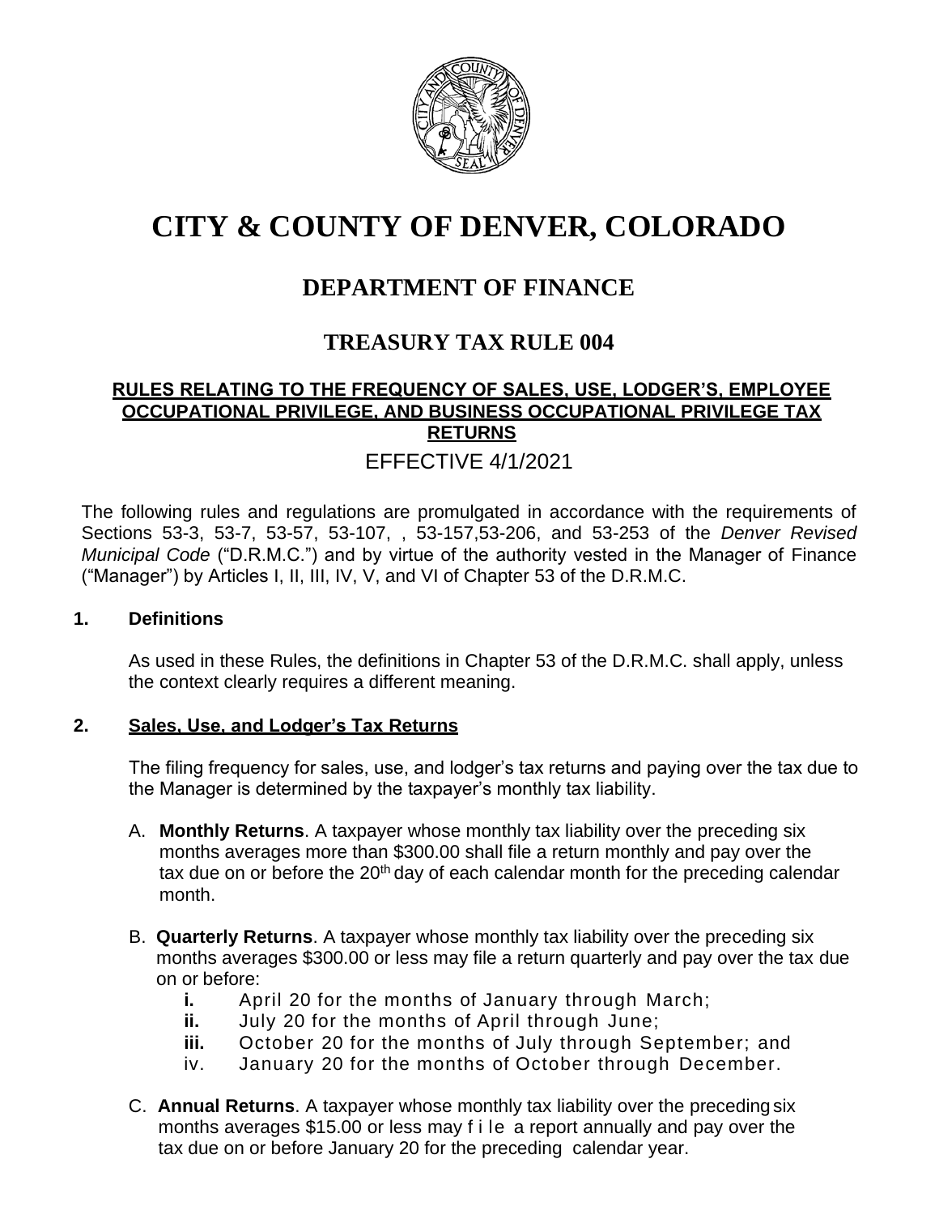# CITY & COUNTY OF DENVER, COLORADO

## DEPARTMENT OF FINANCE

## TREASURY TAX RULE 004

**RULES RELATING TO THE FREQUENCY OF SALES, USE, LODGER'S, EMPLOYEE OCCUPATIONAL PRIVILEGE, AND BUSINESS OCCUPATIONAL PRIVILEGE TAX RETURNS**

EFFECTIVE 4/1/2021

The following rules and regulations are promulgated in accordance with the requirements of Sections 53-3, 53-7, 53-57, 53-107, , 53-157,53-206, and 53-253 of the *Denver Revised Municipal Code* ("D.R.M.C.") and by virtue of the authority vested in the Manager of Finance ("Manager") by Articles I, II, III, IV, V, and VI of Chapter 53 of the D.R.M.C.

### 1. Definitions

As used in these Rules, the definitions in Chapter 53 of the D.R.M.C. shall apply, unless the context clearly requires a different meaning.

### 2. Sales, Use, and Lodger's Tax Returns

The filing frequency for sales, use, and lodger's tax returns and paying over the tax due to the Manager is determined by the taxpayer's monthly tax liability.

A. **Monthly Returns**. A taxpayer whose monthly tax liability over the preceding six months averages more than $300.00 shall file a return monthly and pay over the tax due on or before the 20th day of each calendar month for the preceding calendar month.

B. **Quarterly Returns**. A taxpayer whose monthly tax liability over the preceding six months averages $300.00 or less may file a return quarterly and pay over the tax due on or before:

   **i.** April 20 for the months of January through March;
   **ii.** July 20 for the months of April through June;
   **iii.** October 20 for the months of July through September; and
   iv. January 20 for the months of October through December.

C. **Annual Returns**. A taxpayer whose monthly tax liability over the preceding six months averages $15.00 or less may file a report annually and pay over the tax due on or before January 20 for the preceding calendar year.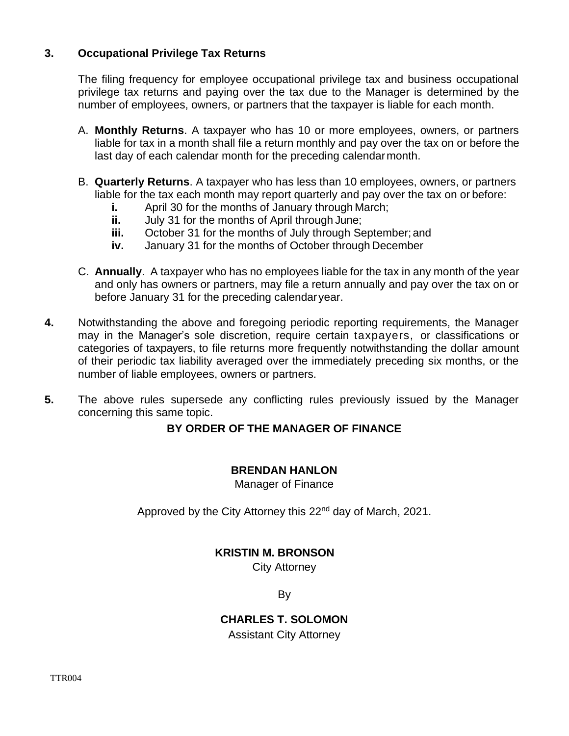## 3. Occupational Privilege Tax Returns

The filing frequency for employee occupational privilege tax and business occupational privilege tax returns and paying over the tax due to the Manager is determined by the number of employees, owners, or partners that the taxpayer is liable for each month.

A. **Monthly Returns**. A taxpayer who has 10 or more employees, owners, or partners liable for tax in a month shall file a return monthly and pay over the tax on or before the last day of each calendar month for the preceding calendar month.

B. **Quarterly Returns**. A taxpayer who has less than 10 employees, owners, or partners liable for the tax each month may report quarterly and pay over the tax on or before:

- **i.** April 30 for the months of January through March;
- **ii.** July 31 for the months of April through June;
- **iii.** October 31 for the months of July through September; and
- **iv.** January 31 for the months of October through December

C. **Annually**. A taxpayer who has no employees liable for the tax in any month of the year and only has owners or partners, may file a return annually and pay over the tax on or before January 31 for the preceding calendar year.

**4.** Notwithstanding the above and foregoing periodic reporting requirements, the Manager may in the Manager's sole discretion, require certain taxpayers, or classifications or categories of taxpayers, to file returns more frequently notwithstanding the dollar amount of their periodic tax liability averaged over the immediately preceding six months, or the number of liable employees, owners or partners.

**5.** The above rules supersede any conflicting rules previously issued by the Manager concerning this same topic.

**BY ORDER OF THE MANAGER OF FINANCE**

**BRENDAN HANLON**
Manager of Finance

Approved by the City Attorney this 22nd day of March, 2021.

**KRISTIN M. BRONSON**
City Attorney

By

**CHARLES T. SOLOMON**
Assistant City Attorney

TTR004